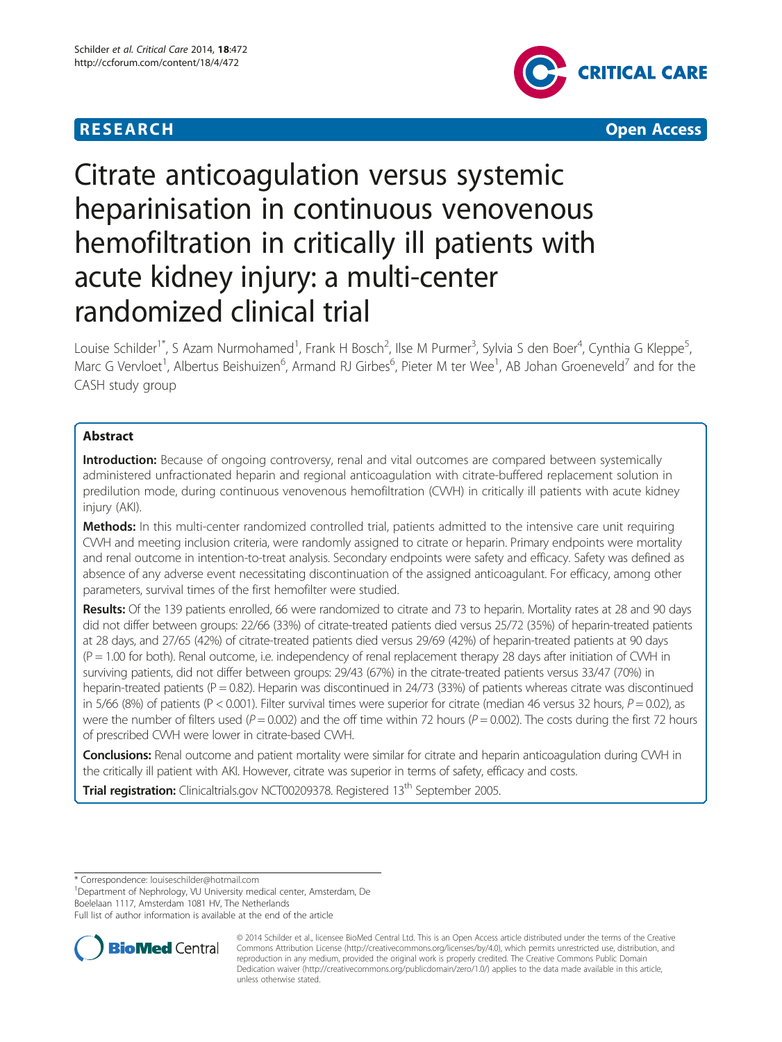**RESEARCH** **Open Access**

# Citrate anticoagulation versus systemic heparinisation in continuous venovenous hemofiltration in critically ill patients with acute kidney injury: a multi-center randomized clinical trial

Louise Schilder[1*], S Azam Nurmohamed[1], Frank H Bosch[2], Ilse M Purmer[3], Sylvia S den Boer[4], Cynthia G Kleppe[5], Marc G Vervloet[1], Albertus Beishuizen[6], Armand RJ Girbes[6], Pieter M ter Wee[1], AB Johan Groeneveld[7] and for the CASH study group

## Abstract

**Introduction:** Because of ongoing controversy, renal and vital outcomes are compared between systemically administered unfractionated heparin and regional anticoagulation with citrate-buffered replacement solution in predilution mode, during continuous venovenous hemofiltration (CVVH) in critically ill patients with acute kidney injury (AKI).

**Methods:** In this multi-center randomized controlled trial, patients admitted to the intensive care unit requiring CVVH and meeting inclusion criteria, were randomly assigned to citrate or heparin. Primary endpoints were mortality and renal outcome in intention-to-treat analysis. Secondary endpoints were safety and efficacy. Safety was defined as absence of any adverse event necessitating discontinuation of the assigned anticoagulant. For efficacy, among other parameters, survival times of the first hemofilter were studied.

**Results:** Of the 139 patients enrolled, 66 were randomized to citrate and 73 to heparin. Mortality rates at 28 and 90 days did not differ between groups: 22/66 (33%) of citrate-treated patients died versus 25/72 (35%) of heparin-treated patients at 28 days, and 27/65 (42%) of citrate-treated patients died versus 29/69 (42%) of heparin-treated patients at 90 days ($P = 1.00$ for both). Renal outcome, i.e. independency of renal replacement therapy 28 days after initiation of CVVH in surviving patients, did not differ between groups: 29/43 (67%) in the citrate-treated patients versus 33/47 (70%) in heparin-treated patients ($P = 0.82$). Heparin was discontinued in 24/73 (33%) of patients whereas citrate was discontinued in 5/66 (8%) of patients ($P < 0.001$). Filter survival times were superior for citrate (median 46 versus 32 hours, $P = 0.02$), as were the number of filters used ($P = 0.002$) and the off time within 72 hours ($P = 0.002$). The costs during the first 72 hours of prescribed CVVH were lower in citrate-based CVVH.

**Conclusions:** Renal outcome and patient mortality were similar for citrate and heparin anticoagulation during CVVH in the critically ill patient with AKI. However, citrate was superior in terms of safety, efficacy and costs.

**Trial registration:** Clinicaltrials.gov NCT00209378. Registered 13th September 2005.

\* Correspondence: louiseschilder@hotmail.com
[1]Department of Nephrology, VU University medical center, Amsterdam, De Boelelaan 1117, Amsterdam 1081 HV, The Netherlands
Full list of author information is available at the end of the article

© 2014 Schilder et al., licensee BioMed Central Ltd. This is an Open Access article distributed under the terms of the Creative Commons Attribution License (http://creativecommons.org/licenses/by/4.0), which permits unrestricted use, distribution, and reproduction in any medium, provided the original work is properly credited. The Creative Commons Public Domain Dedication waiver (http://creativecommons.org/publicdomain/zero/1.0/) applies to the data made available in this article, unless otherwise stated.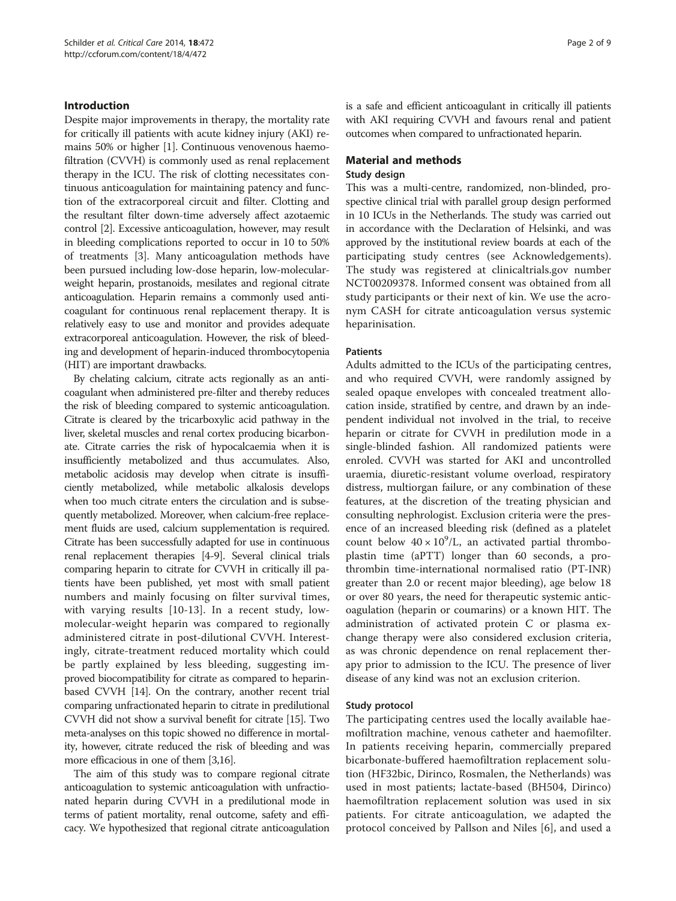## Introduction

Despite major improvements in therapy, the mortality rate for critically ill patients with acute kidney injury (AKI) remains 50% or higher [1]. Continuous venovenous haemofiltration (CVVH) is commonly used as renal replacement therapy in the ICU. The risk of clotting necessitates continuous anticoagulation for maintaining patency and function of the extracorporeal circuit and filter. Clotting and the resultant filter down-time adversely affect azotaemic control [2]. Excessive anticoagulation, however, may result in bleeding complications reported to occur in 10 to 50% of treatments [3]. Many anticoagulation methods have been pursued including low-dose heparin, low-molecular-weight heparin, prostanoids, mesilates and regional citrate anticoagulation. Heparin remains a commonly used anticoagulant for continuous renal replacement therapy. It is relatively easy to use and monitor and provides adequate extracorporeal anticoagulation. However, the risk of bleeding and development of heparin-induced thrombocytopenia (HIT) are important drawbacks.

By chelating calcium, citrate acts regionally as an anticoagulant when administered pre-filter and thereby reduces the risk of bleeding compared to systemic anticoagulation. Citrate is cleared by the tricarboxylic acid pathway in the liver, skeletal muscles and renal cortex producing bicarbonate. Citrate carries the risk of hypocalcaemia when it is insufficiently metabolized and thus accumulates. Also, metabolic acidosis may develop when citrate is insufficiently metabolized, while metabolic alkalosis develops when too much citrate enters the circulation and is subsequently metabolized. Moreover, when calcium-free replacement fluids are used, calcium supplementation is required. Citrate has been successfully adapted for use in continuous renal replacement therapies [4-9]. Several clinical trials comparing heparin to citrate for CVVH in critically ill patients have been published, yet most with small patient numbers and mainly focusing on filter survival times, with varying results [10-13]. In a recent study, low-molecular-weight heparin was compared to regionally administered citrate in post-dilutional CVVH. Interestingly, citrate-treatment reduced mortality which could be partly explained by less bleeding, suggesting improved biocompatibility for citrate as compared to heparin-based CVVH [14]. On the contrary, another recent trial comparing unfractionated heparin to citrate in predilutional CVVH did not show a survival benefit for citrate [15]. Two meta-analyses on this topic showed no difference in mortality, however, citrate reduced the risk of bleeding and was more efficacious in one of them [3,16].

The aim of this study was to compare regional citrate anticoagulation to systemic anticoagulation with unfractionated heparin during CVVH in a predilutional mode in terms of patient mortality, renal outcome, safety and efficacy. We hypothesized that regional citrate anticoagulation is a safe and efficient anticoagulant in critically ill patients with AKI requiring CVVH and favours renal and patient outcomes when compared to unfractionated heparin.

## Material and methods

### Study design

This was a multi-centre, randomized, non-blinded, prospective clinical trial with parallel group design performed in 10 ICUs in the Netherlands. The study was carried out in accordance with the Declaration of Helsinki, and was approved by the institutional review boards at each of the participating study centres (see Acknowledgements). The study was registered at clinicaltrials.gov number NCT00209378. Informed consent was obtained from all study participants or their next of kin. We use the acronym CASH for citrate anticoagulation versus systemic heparinisation.

### Patients

Adults admitted to the ICUs of the participating centres, and who required CVVH, were randomly assigned by sealed opaque envelopes with concealed treatment allocation inside, stratified by centre, and drawn by an independent individual not involved in the trial, to receive heparin or citrate for CVVH in predilution mode in a single-blinded fashion. All randomized patients were enroled. CVVH was started for AKI and uncontrolled uraemia, diuretic-resistant volume overload, respiratory distress, multiorgan failure, or any combination of these features, at the discretion of the treating physician and consulting nephrologist. Exclusion criteria were the presence of an increased bleeding risk (defined as a platelet count below $40 \times 10^9$/L, an activated partial thromboplastin time (aPTT) longer than 60 seconds, a prothrombin time-international normalised ratio (PT-INR) greater than 2.0 or recent major bleeding), age below 18 or over 80 years, the need for therapeutic systemic anticoagulation (heparin or coumarins) or a known HIT. The administration of activated protein C or plasma exchange therapy were also considered exclusion criteria, as was chronic dependence on renal replacement therapy prior to admission to the ICU. The presence of liver disease of any kind was not an exclusion criterion.

### Study protocol

The participating centres used the locally available haemofiltration machine, venous catheter and haemofilter. In patients receiving heparin, commercially prepared bicarbonate-buffered haemofiltration replacement solution (HF32bic, Dirinco, Rosmalen, the Netherlands) was used in most patients; lactate-based (BH504, Dirinco) haemofiltration replacement solution was used in six patients. For citrate anticoagulation, we adapted the protocol conceived by Pallson and Niles [6], and used a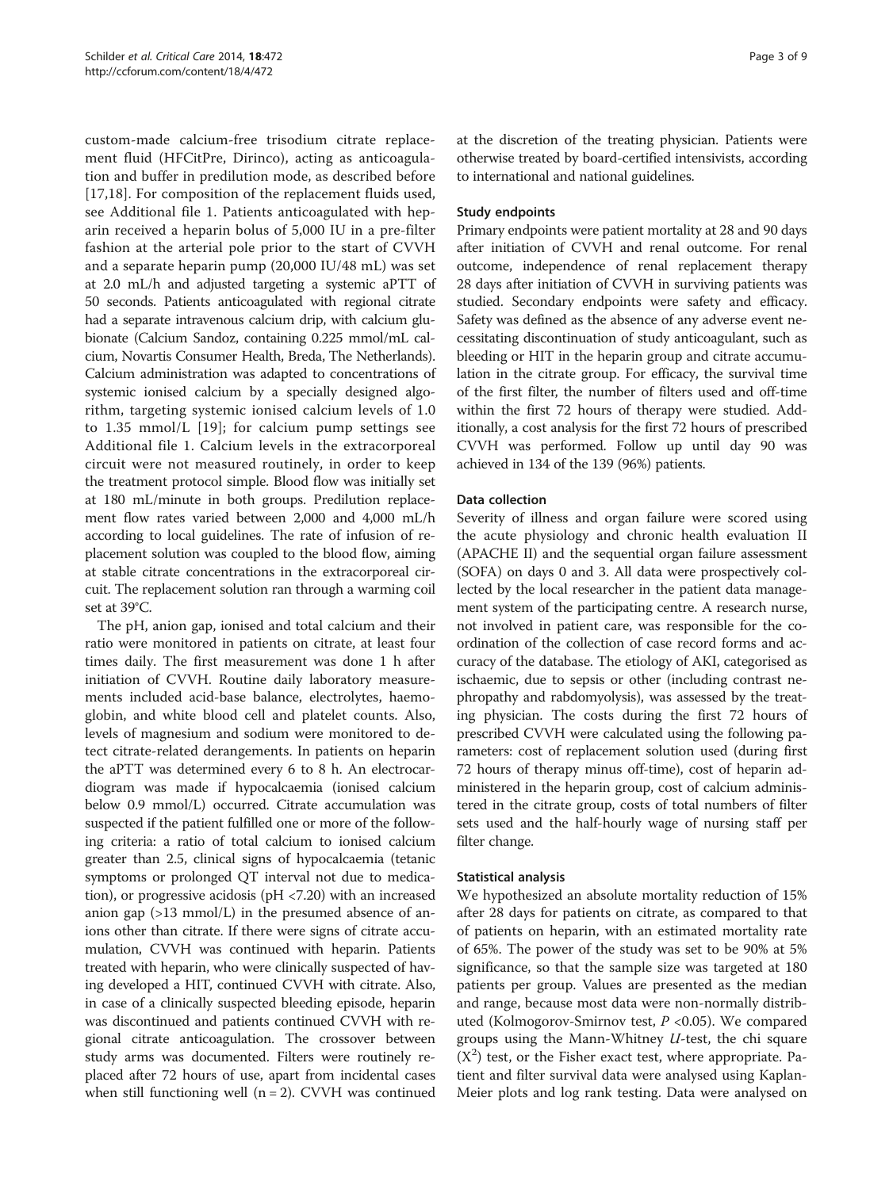custom-made calcium-free trisodium citrate replacement fluid (HFCitPre, Dirinco), acting as anticoagulation and buffer in predilution mode, as described before [17,18]. For composition of the replacement fluids used, see Additional file 1. Patients anticoagulated with heparin received a heparin bolus of 5,000 IU in a pre-filter fashion at the arterial pole prior to the start of CVVH and a separate heparin pump (20,000 IU/48 mL) was set at 2.0 mL/h and adjusted targeting a systemic aPTT of 50 seconds. Patients anticoagulated with regional citrate had a separate intravenous calcium drip, with calcium glubionate (Calcium Sandoz, containing 0.225 mmol/mL calcium, Novartis Consumer Health, Breda, The Netherlands). Calcium administration was adapted to concentrations of systemic ionised calcium by a specially designed algorithm, targeting systemic ionised calcium levels of 1.0 to 1.35 mmol/L [19]; for calcium pump settings see Additional file 1. Calcium levels in the extracorporeal circuit were not measured routinely, in order to keep the treatment protocol simple. Blood flow was initially set at 180 mL/minute in both groups. Predilution replacement flow rates varied between 2,000 and 4,000 mL/h according to local guidelines. The rate of infusion of replacement solution was coupled to the blood flow, aiming at stable citrate concentrations in the extracorporeal circuit. The replacement solution ran through a warming coil set at 39°C.

The pH, anion gap, ionised and total calcium and their ratio were monitored in patients on citrate, at least four times daily. The first measurement was done 1 h after initiation of CVVH. Routine daily laboratory measurements included acid-base balance, electrolytes, haemoglobin, and white blood cell and platelet counts. Also, levels of magnesium and sodium were monitored to detect citrate-related derangements. In patients on heparin the aPTT was determined every 6 to 8 h. An electrocardiogram was made if hypocalcaemia (ionised calcium below 0.9 mmol/L) occurred. Citrate accumulation was suspected if the patient fulfilled one or more of the following criteria: a ratio of total calcium to ionised calcium greater than 2.5, clinical signs of hypocalcaemia (tetanic symptoms or prolonged QT interval not due to medication), or progressive acidosis (pH <7.20) with an increased anion gap (>13 mmol/L) in the presumed absence of anions other than citrate. If there were signs of citrate accumulation, CVVH was continued with heparin. Patients treated with heparin, who were clinically suspected of having developed a HIT, continued CVVH with citrate. Also, in case of a clinically suspected bleeding episode, heparin was discontinued and patients continued CVVH with regional citrate anticoagulation. The crossover between study arms was documented. Filters were routinely replaced after 72 hours of use, apart from incidental cases when still functioning well (n = 2). CVVH was continued at the discretion of the treating physician. Patients were otherwise treated by board-certified intensivists, according to international and national guidelines.

### Study endpoints

Primary endpoints were patient mortality at 28 and 90 days after initiation of CVVH and renal outcome. For renal outcome, independence of renal replacement therapy 28 days after initiation of CVVH in surviving patients was studied. Secondary endpoints were safety and efficacy. Safety was defined as the absence of any adverse event necessitating discontinuation of study anticoagulant, such as bleeding or HIT in the heparin group and citrate accumulation in the citrate group. For efficacy, the survival time of the first filter, the number of filters used and off-time within the first 72 hours of therapy were studied. Additionally, a cost analysis for the first 72 hours of prescribed CVVH was performed. Follow up until day 90 was achieved in 134 of the 139 (96%) patients.

### Data collection

Severity of illness and organ failure were scored using the acute physiology and chronic health evaluation II (APACHE II) and the sequential organ failure assessment (SOFA) on days 0 and 3. All data were prospectively collected by the local researcher in the patient data management system of the participating centre. A research nurse, not involved in patient care, was responsible for the coordination of the collection of case record forms and accuracy of the database. The etiology of AKI, categorised as ischaemic, due to sepsis or other (including contrast nephropathy and rabdomyolysis), was assessed by the treating physician. The costs during the first 72 hours of prescribed CVVH were calculated using the following parameters: cost of replacement solution used (during first 72 hours of therapy minus off-time), cost of heparin administered in the heparin group, cost of calcium administered in the citrate group, costs of total numbers of filter sets used and the half-hourly wage of nursing staff per filter change.

### Statistical analysis

We hypothesized an absolute mortality reduction of 15% after 28 days for patients on citrate, as compared to that of patients on heparin, with an estimated mortality rate of 65%. The power of the study was set to be 90% at 5% significance, so that the sample size was targeted at 180 patients per group. Values are presented as the median and range, because most data were non-normally distributed (Kolmogorov-Smirnov test, $P$ <0.05). We compared groups using the Mann-Whitney $U$-test, the chi square ($X^2$) test, or the Fisher exact test, where appropriate. Patient and filter survival data were analysed using Kaplan-Meier plots and log rank testing. Data were analysed on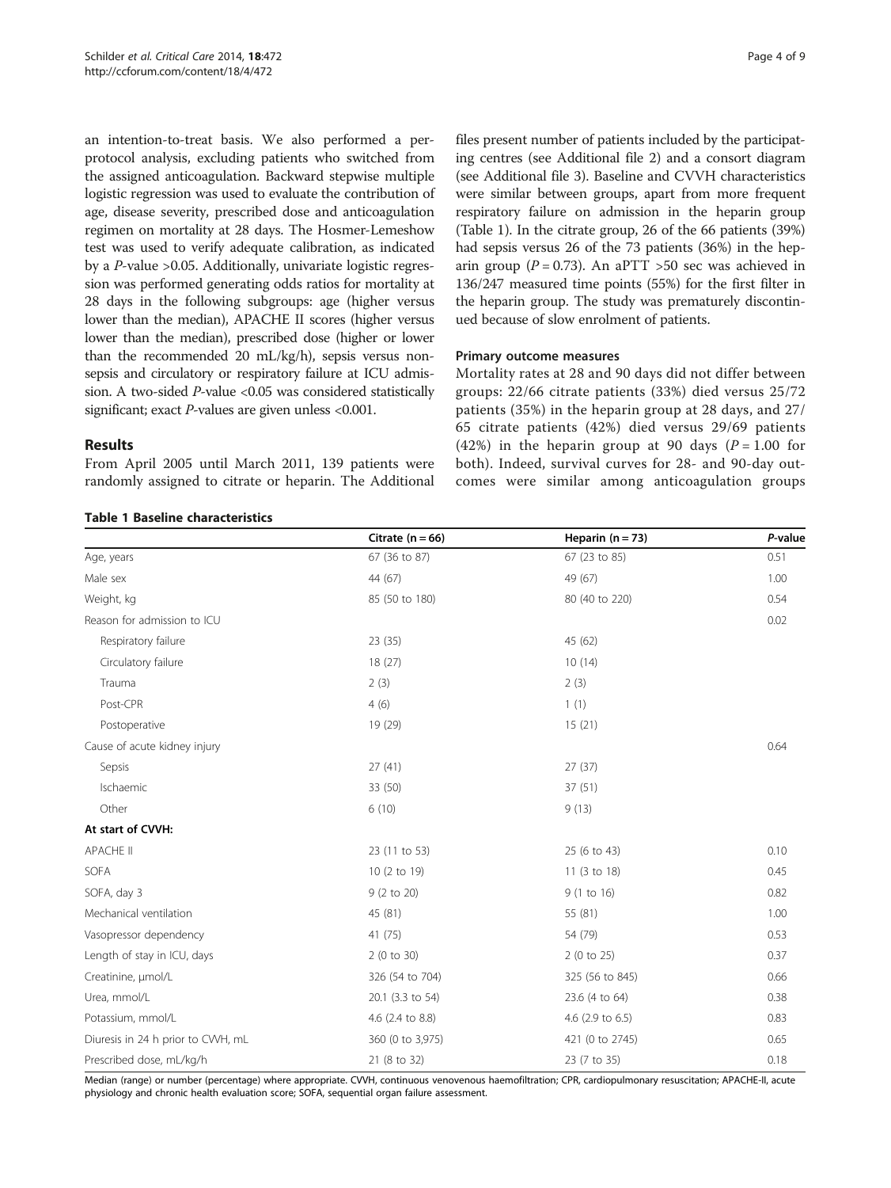an intention-to-treat basis. We also performed a per-protocol analysis, excluding patients who switched from the assigned anticoagulation. Backward stepwise multiple logistic regression was used to evaluate the contribution of age, disease severity, prescribed dose and anticoagulation regimen on mortality at 28 days. The Hosmer-Lemeshow test was used to verify adequate calibration, as indicated by a *P*-value >0.05. Additionally, univariate logistic regression was performed generating odds ratios for mortality at 28 days in the following subgroups: age (higher versus lower than the median), APACHE II scores (higher versus lower than the median), prescribed dose (higher or lower than the recommended 20 mL/kg/h), sepsis versus non-sepsis and circulatory or respiratory failure at ICU admission. A two-sided *P*-value <0.05 was considered statistically significant; exact *P*-values are given unless <0.001.

## Results

From April 2005 until March 2011, 139 patients were randomly assigned to citrate or heparin. The Additional files present number of patients included by the participating centres (see Additional file 2) and a consort diagram (see Additional file 3). Baseline and CVVH characteristics were similar between groups, apart from more frequent respiratory failure on admission in the heparin group (Table 1). In the citrate group, 26 of the 66 patients (39%) had sepsis versus 26 of the 73 patients (36%) in the heparin group ($P = 0.73$). An aPTT >50 sec was achieved in 136/247 measured time points (55%) for the first filter in the heparin group. The study was prematurely discontinued because of slow enrolment of patients.

### Primary outcome measures

Mortality rates at 28 and 90 days did not differ between groups: 22/66 citrate patients (33%) died versus 25/72 patients (35%) in the heparin group at 28 days, and 27/65 citrate patients (42%) died versus 29/69 patients (42%) in the heparin group at 90 days ($P = 1.00$ for both). Indeed, survival curves for 28- and 90-day outcomes were similar among anticoagulation groups

**Table 1 Baseline characteristics**

| | Citrate (n = 66) | Heparin (n = 73) | *P*-value |
|---|---|---|---|
| Age, years | 67 (36 to 87) | 67 (23 to 85) | 0.51 |
| Male sex | 44 (67) | 49 (67) | 1.00 |
| Weight, kg | 85 (50 to 180) | 80 (40 to 220) | 0.54 |
| Reason for admission to ICU | | | 0.02 |
| Respiratory failure | 23 (35) | 45 (62) | |
| Circulatory failure | 18 (27) | 10 (14) | |
| Trauma | 2 (3) | 2 (3) | |
| Post-CPR | 4 (6) | 1 (1) | |
| Postoperative | 19 (29) | 15 (21) | |
| Cause of acute kidney injury | | | 0.64 |
| Sepsis | 27 (41) | 27 (37) | |
| Ischaemic | 33 (50) | 37 (51) | |
| Other | 6 (10) | 9 (13) | |
| **At start of CVVH:** | | | |
| APACHE II | 23 (11 to 53) | 25 (6 to 43) | 0.10 |
| SOFA | 10 (2 to 19) | 11 (3 to 18) | 0.45 |
| SOFA, day 3 | 9 (2 to 20) | 9 (1 to 16) | 0.82 |
| Mechanical ventilation | 45 (81) | 55 (81) | 1.00 |
| Vasopressor dependency | 41 (75) | 54 (79) | 0.53 |
| Length of stay in ICU, days | 2 (0 to 30) | 2 (0 to 25) | 0.37 |
| Creatinine, μmol/L | 326 (54 to 704) | 325 (56 to 845) | 0.66 |
| Urea, mmol/L | 20.1 (3.3 to 54) | 23.6 (4 to 64) | 0.38 |
| Potassium, mmol/L | 4.6 (2.4 to 8.8) | 4.6 (2.9 to 6.5) | 0.83 |
| Diuresis in 24 h prior to CVVH, mL | 360 (0 to 3,975) | 421 (0 to 2745) | 0.65 |
| Prescribed dose, mL/kg/h | 21 (8 to 32) | 23 (7 to 35) | 0.18 |

Median (range) or number (percentage) where appropriate. CVVH, continuous venovenous haemofiltration; CPR, cardiopulmonary resuscitation; APACHE-II, acute physiology and chronic health evaluation score; SOFA, sequential organ failure assessment.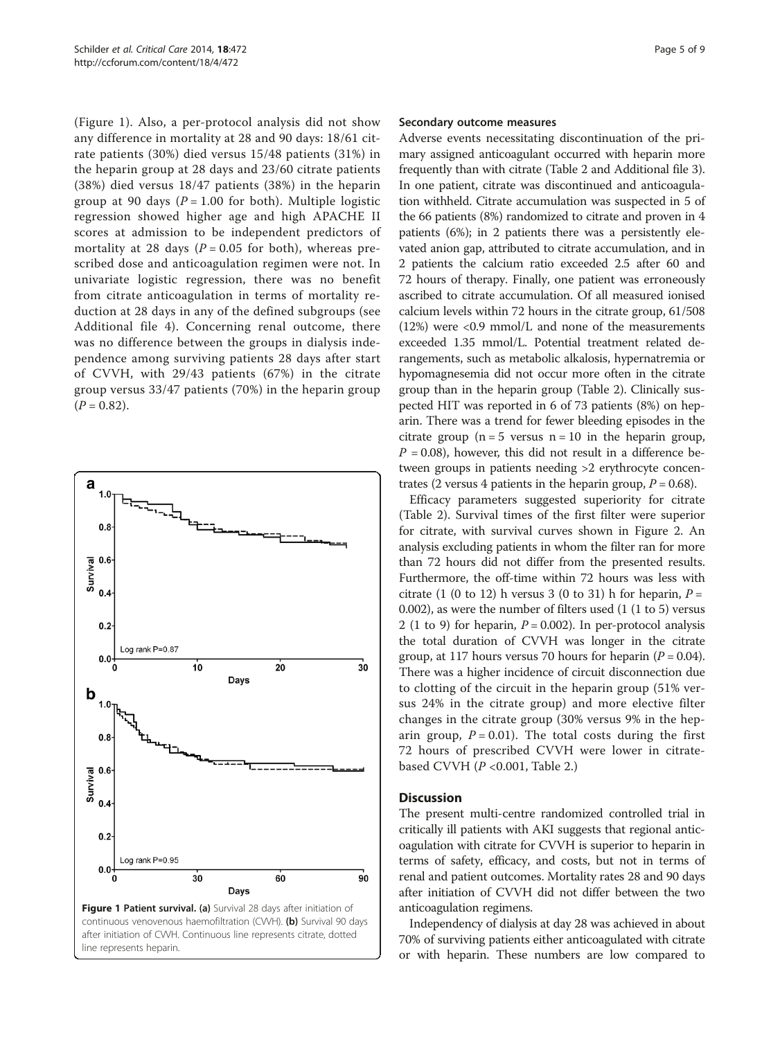(Figure 1). Also, a per-protocol analysis did not show any difference in mortality at 28 and 90 days: 18/61 citrate patients (30%) died versus 15/48 patients (31%) in the heparin group at 28 days and 23/60 citrate patients (38%) died versus 18/47 patients (38%) in the heparin group at 90 days ($P = 1.00$ for both). Multiple logistic regression showed higher age and high APACHE II scores at admission to be independent predictors of mortality at 28 days ($P = 0.05$ for both), whereas prescribed dose and anticoagulation regimen were not. In univariate logistic regression, there was no benefit from citrate anticoagulation in terms of mortality reduction at 28 days in any of the defined subgroups (see Additional file 4). Concerning renal outcome, there was no difference between the groups in dialysis independence among surviving patients 28 days after start of CVVH, with 29/43 patients (67%) in the citrate group versus 33/47 patients (70%) in the heparin group ($P = 0.82$).

**Figure 1 Patient survival. (a)** Survival 28 days after initiation of continuous venovenous haemofiltration (CVVH). **(b)** Survival 90 days after initiation of CVVH. Continuous line represents citrate, dotted line represents heparin.

#### Secondary outcome measures

Adverse events necessitating discontinuation of the primary assigned anticoagulant occurred with heparin more frequently than with citrate (Table 2 and Additional file 3). In one patient, citrate was discontinued and anticoagulation withheld. Citrate accumulation was suspected in 5 of the 66 patients (8%) randomized to citrate and proven in 4 patients (6%); in 2 patients there was a persistently elevated anion gap, attributed to citrate accumulation, and in 2 patients the calcium ratio exceeded 2.5 after 60 and 72 hours of therapy. Finally, one patient was erroneously ascribed to citrate accumulation. Of all measured ionised calcium levels within 72 hours in the citrate group, 61/508 (12%) were <0.9 mmol/L and none of the measurements exceeded 1.35 mmol/L. Potential treatment related derangements, such as metabolic alkalosis, hypernatremia or hypomagnesemia did not occur more often in the citrate group than in the heparin group (Table 2). Clinically suspected HIT was reported in 6 of 73 patients (8%) on heparin. There was a trend for fewer bleeding episodes in the citrate group (n = 5 versus n = 10 in the heparin group, $P = 0.08$), however, this did not result in a difference between groups in patients needing >2 erythrocyte concentrates (2 versus 4 patients in the heparin group, $P = 0.68$).

Efficacy parameters suggested superiority for citrate (Table 2). Survival times of the first filter were superior for citrate, with survival curves shown in Figure 2. An analysis excluding patients in whom the filter ran for more than 72 hours did not differ from the presented results. Furthermore, the off-time within 72 hours was less with citrate (1 (0 to 12) h versus 3 (0 to 31) h for heparin, $P = 0.002$), as were the number of filters used (1 (1 to 5) versus 2 (1 to 9) for heparin, $P = 0.002$). In per-protocol analysis the total duration of CVVH was longer in the citrate group, at 117 hours versus 70 hours for heparin ($P = 0.04$). There was a higher incidence of circuit disconnection due to clotting of the circuit in the heparin group (51% versus 24% in the citrate group) and more elective filter changes in the citrate group (30% versus 9% in the heparin group, $P = 0.01$). The total costs during the first 72 hours of prescribed CVVH were lower in citrate-based CVVH ($P < 0.001$, Table 2.)

## Discussion

The present multi-centre randomized controlled trial in critically ill patients with AKI suggests that regional anticoagulation with citrate for CVVH is superior to heparin in terms of safety, efficacy, and costs, but not in terms of renal and patient outcomes. Mortality rates 28 and 90 days after initiation of CVVH did not differ between the two anticoagulation regimens.

Independency of dialysis at day 28 was achieved in about 70% of surviving patients either anticoagulated with citrate or with heparin. These numbers are low compared to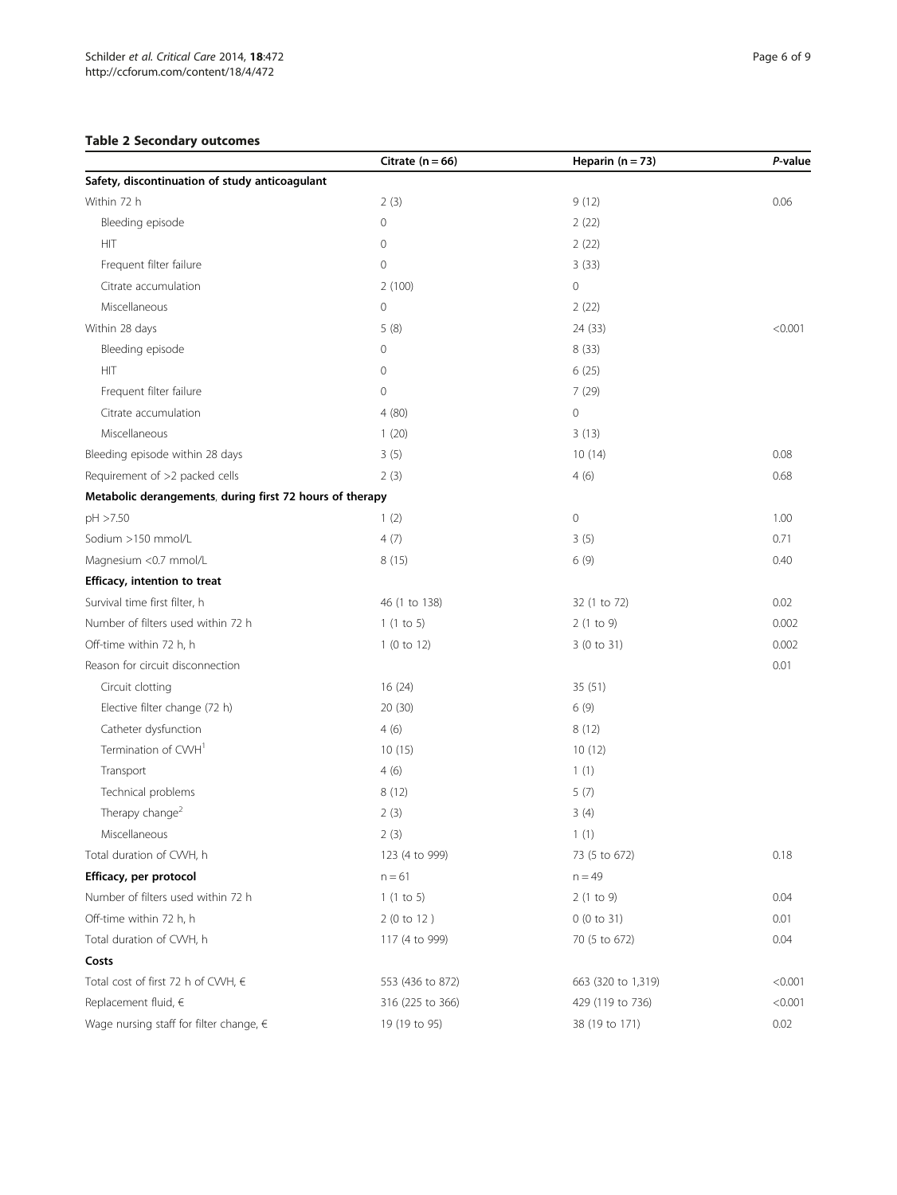**Table 2 Secondary outcomes**

| | Citrate (n = 66) | Heparin (n = 73) | *P*-value |
|---|---|---|---|
| **Safety, discontinuation of study anticoagulant** | | | |
| Within 72 h | 2 (3) | 9 (12) | 0.06 |
| Bleeding episode | 0 | 2 (22) | |
| HIT | 0 | 2 (22) | |
| Frequent filter failure | 0 | 3 (33) | |
| Citrate accumulation | 2 (100) | 0 | |
| Miscellaneous | 0 | 2 (22) | |
| Within 28 days | 5 (8) | 24 (33) | <0.001 |
| Bleeding episode | 0 | 8 (33) | |
| HIT | 0 | 6 (25) | |
| Frequent filter failure | 0 | 7 (29) | |
| Citrate accumulation | 4 (80) | 0 | |
| Miscellaneous | 1 (20) | 3 (13) | |
| Bleeding episode within 28 days | 3 (5) | 10 (14) | 0.08 |
| Requirement of >2 packed cells | 2 (3) | 4 (6) | 0.68 |
| **Metabolic derangements, during first 72 hours of therapy** | | | |
| pH >7.50 | 1 (2) | 0 | 1.00 |
| Sodium >150 mmol/L | 4 (7) | 3 (5) | 0.71 |
| Magnesium <0.7 mmol/L | 8 (15) | 6 (9) | 0.40 |
| **Efficacy, intention to treat** | | | |
| Survival time first filter, h | 46 (1 to 138) | 32 (1 to 72) | 0.02 |
| Number of filters used within 72 h | 1 (1 to 5) | 2 (1 to 9) | 0.002 |
| Off-time within 72 h, h | 1 (0 to 12) | 3 (0 to 31) | 0.002 |
| Reason for circuit disconnection | | | 0.01 |
| Circuit clotting | 16 (24) | 35 (51) | |
| Elective filter change (72 h) | 20 (30) | 6 (9) | |
| Catheter dysfunction | 4 (6) | 8 (12) | |
| Termination of CVVH[1] | 10 (15) | 10 (12) | |
| Transport | 4 (6) | 1 (1) | |
| Technical problems | 8 (12) | 5 (7) | |
| Therapy change[2] | 2 (3) | 3 (4) | |
| Miscellaneous | 2 (3) | 1 (1) | |
| Total duration of CVVH, h | 123 (4 to 999) | 73 (5 to 672) | 0.18 |
| **Efficacy, per protocol** | n = 61 | n = 49 | |
| Number of filters used within 72 h | 1 (1 to 5) | 2 (1 to 9) | 0.04 |
| Off-time within 72 h, h | 2 (0 to 12 ) | 0 (0 to 31) | 0.01 |
| Total duration of CVVH, h | 117 (4 to 999) | 70 (5 to 672) | 0.04 |
| **Costs** | | | |
| Total cost of first 72 h of CVVH, € | 553 (436 to 872) | 663 (320 to 1,319) | <0.001 |
| Replacement fluid, € | 316 (225 to 366) | 429 (119 to 736) | <0.001 |
| Wage nursing staff for filter change, € | 19 (19 to 95) | 38 (19 to 171) | 0.02 |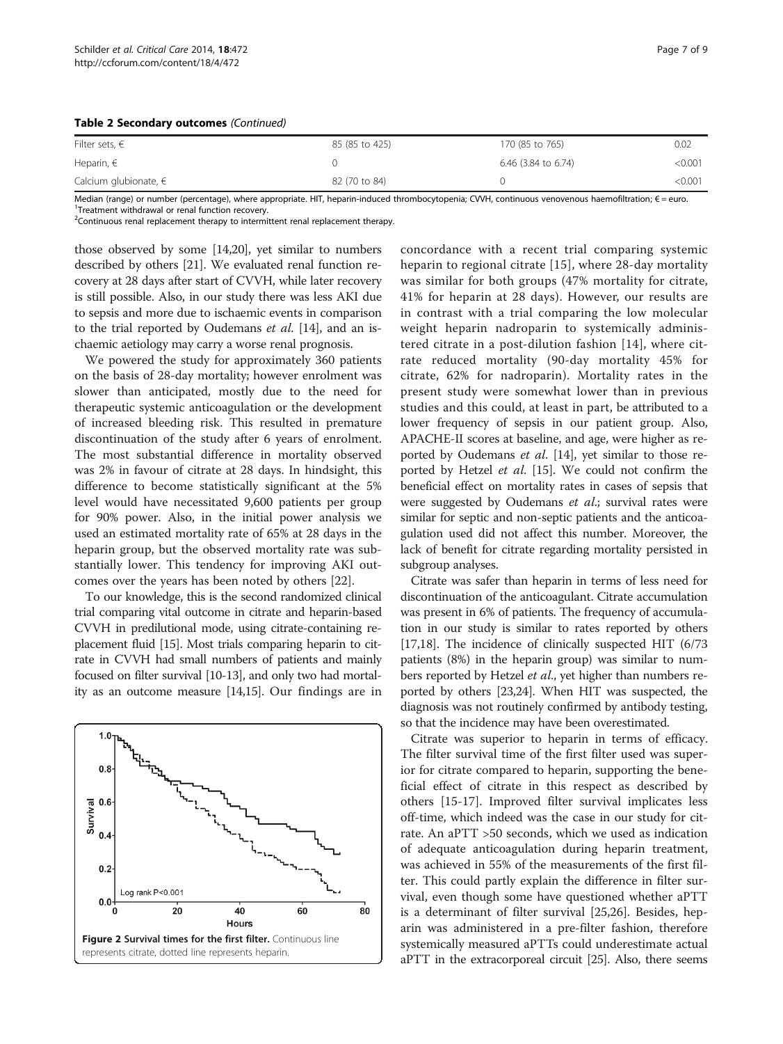**Table 2 Secondary outcomes** *(Continued)*

| | | | |
|---|---|---|---|
| Filter sets, € | 85 (85 to 425) | 170 (85 to 765) | 0.02 |
| Heparin, € | 0 | 6.46 (3.84 to 6.74) | <0.001 |
| Calcium glubionate, € | 82 (70 to 84) | 0 | <0.001 |

Median (range) or number (percentage), where appropriate. HIT, heparin-induced thrombocytopenia; CVVH, continuous venovenous haemofiltration; € = euro.
[1]Treatment withdrawal or renal function recovery.
[2]Continuous renal replacement therapy to intermittent renal replacement therapy.

those observed by some [14,20], yet similar to numbers described by others [21]. We evaluated renal function recovery at 28 days after start of CVVH, while later recovery is still possible. Also, in our study there was less AKI due to sepsis and more due to ischaemic events in comparison to the trial reported by Oudemans *et al.* [14], and an ischaemic aetiology may carry a worse renal prognosis.

We powered the study for approximately 360 patients on the basis of 28-day mortality; however enrolment was slower than anticipated, mostly due to the need for therapeutic systemic anticoagulation or the development of increased bleeding risk. This resulted in premature discontinuation of the study after 6 years of enrolment. The most substantial difference in mortality observed was 2% in favour of citrate at 28 days. In hindsight, this difference to become statistically significant at the 5% level would have necessitated 9,600 patients per group for 90% power. Also, in the initial power analysis we used an estimated mortality rate of 65% at 28 days in the heparin group, but the observed mortality rate was substantially lower. This tendency for improving AKI outcomes over the years has been noted by others [22].

To our knowledge, this is the second randomized clinical trial comparing vital outcome in citrate and heparin-based CVVH in predilutional mode, using citrate-containing replacement fluid [15]. Most trials comparing heparin to citrate in CVVH had small numbers of patients and mainly focused on filter survival [10-13], and only two had mortality as an outcome measure [14,15]. Our findings are in concordance with a recent trial comparing systemic heparin to regional citrate [15], where 28-day mortality was similar for both groups (47% mortality for citrate, 41% for heparin at 28 days). However, our results are in contrast with a trial comparing the low molecular weight heparin nadroparin to systemically administered citrate in a post-dilution fashion [14], where citrate reduced mortality (90-day mortality 45% for citrate, 62% for nadroparin). Mortality rates in the present study were somewhat lower than in previous studies and this could, at least in part, be attributed to a lower frequency of sepsis in our patient group. Also, APACHE-II scores at baseline, and age, were higher as reported by Oudemans *et al.* [14], yet similar to those reported by Hetzel *et al.* [15]. We could not confirm the beneficial effect on mortality rates in cases of sepsis that were suggested by Oudemans *et al.*; survival rates were similar for septic and non-septic patients and the anticoagulation used did not affect this number. Moreover, the lack of benefit for citrate regarding mortality persisted in subgroup analyses.

**Figure 2 Survival times for the first filter.** Continuous line represents citrate, dotted line represents heparin.

Citrate was safer than heparin in terms of less need for discontinuation of the anticoagulant. Citrate accumulation was present in 6% of patients. The frequency of accumulation in our study is similar to rates reported by others [17,18]. The incidence of clinically suspected HIT (6/73 patients (8%) in the heparin group) was similar to numbers reported by Hetzel *et al.*, yet higher than numbers reported by others [23,24]. When HIT was suspected, the diagnosis was not routinely confirmed by antibody testing, so that the incidence may have been overestimated.

Citrate was superior to heparin in terms of efficacy. The filter survival time of the first filter used was superior for citrate compared to heparin, supporting the beneficial effect of citrate in this respect as described by others [15-17]. Improved filter survival implicates less off-time, which indeed was the case in our study for citrate. An aPTT >50 seconds, which we used as indication of adequate anticoagulation during heparin treatment, was achieved in 55% of the measurements of the first filter. This could partly explain the difference in filter survival, even though some have questioned whether aPTT is a determinant of filter survival [25,26]. Besides, heparin was administered in a pre-filter fashion, therefore systemically measured aPTTs could underestimate actual aPTT in the extracorporeal circuit [25]. Also, there seems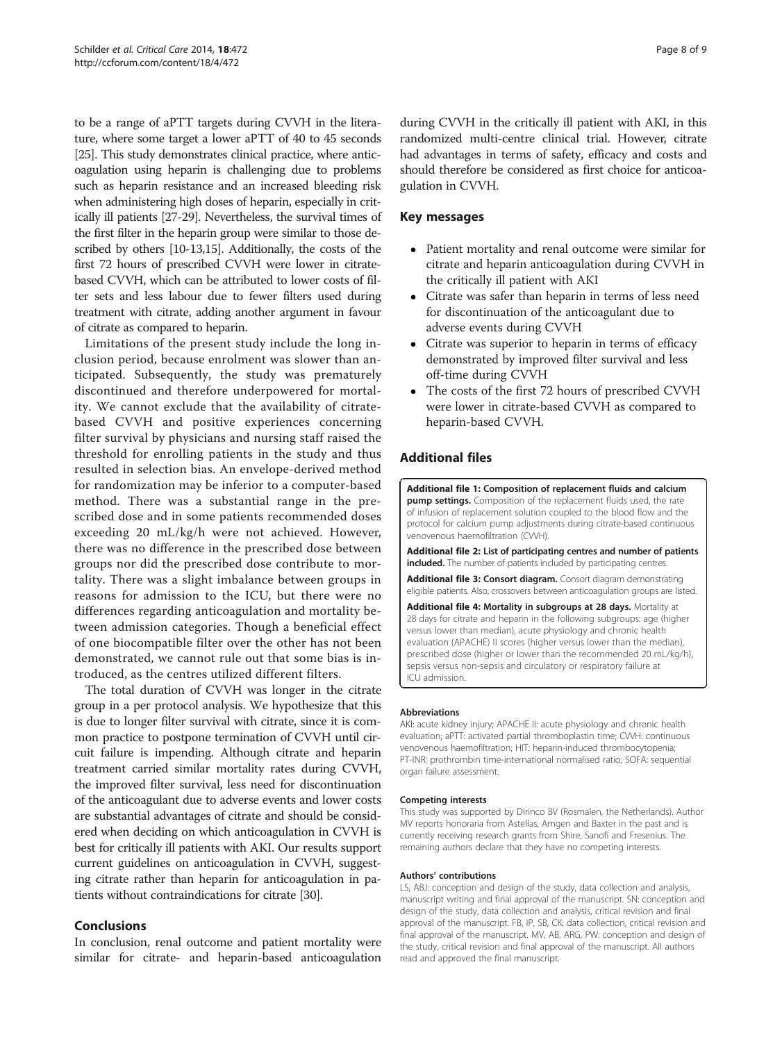to be a range of aPTT targets during CVVH in the literature, where some target a lower aPTT of 40 to 45 seconds [25]. This study demonstrates clinical practice, where anticoagulation using heparin is challenging due to problems such as heparin resistance and an increased bleeding risk when administering high doses of heparin, especially in critically ill patients [27-29]. Nevertheless, the survival times of the first filter in the heparin group were similar to those described by others [10-13,15]. Additionally, the costs of the first 72 hours of prescribed CVVH were lower in citrate-based CVVH, which can be attributed to lower costs of filter sets and less labour due to fewer filters used during treatment with citrate, adding another argument in favour of citrate as compared to heparin.

Limitations of the present study include the long inclusion period, because enrolment was slower than anticipated. Subsequently, the study was prematurely discontinued and therefore underpowered for mortality. We cannot exclude that the availability of citrate-based CVVH and positive experiences concerning filter survival by physicians and nursing staff raised the threshold for enrolling patients in the study and thus resulted in selection bias. An envelope-derived method for randomization may be inferior to a computer-based method. There was a substantial range in the prescribed dose and in some patients recommended doses exceeding 20 mL/kg/h were not achieved. However, there was no difference in the prescribed dose between groups nor did the prescribed dose contribute to mortality. There was a slight imbalance between groups in reasons for admission to the ICU, but there were no differences regarding anticoagulation and mortality between admission categories. Though a beneficial effect of one biocompatible filter over the other has not been demonstrated, we cannot rule out that some bias is introduced, as the centres utilized different filters.

The total duration of CVVH was longer in the citrate group in a per protocol analysis. We hypothesize that this is due to longer filter survival with citrate, since it is common practice to postpone termination of CVVH until circuit failure is impending. Although citrate and heparin treatment carried similar mortality rates during CVVH, the improved filter survival, less need for discontinuation of the anticoagulant due to adverse events and lower costs are substantial advantages of citrate and should be considered when deciding on which anticoagulation in CVVH is best for critically ill patients with AKI. Our results support current guidelines on anticoagulation in CVVH, suggesting citrate rather than heparin for anticoagulation in patients without contraindications for citrate [30].

## Conclusions

In conclusion, renal outcome and patient mortality were similar for citrate- and heparin-based anticoagulation during CVVH in the critically ill patient with AKI, in this randomized multi-centre clinical trial. However, citrate had advantages in terms of safety, efficacy and costs and should therefore be considered as first choice for anticoagulation in CVVH.

## Key messages

- Patient mortality and renal outcome were similar for citrate and heparin anticoagulation during CVVH in the critically ill patient with AKI
- Citrate was safer than heparin in terms of less need for discontinuation of the anticoagulant due to adverse events during CVVH
- Citrate was superior to heparin in terms of efficacy demonstrated by improved filter survival and less off-time during CVVH
- The costs of the first 72 hours of prescribed CVVH were lower in citrate-based CVVH as compared to heparin-based CVVH.

## Additional files

**Additional file 1: Composition of replacement fluids and calcium pump settings.** Composition of the replacement fluids used, the rate of infusion of replacement solution coupled to the blood flow and the protocol for calcium pump adjustments during citrate-based continuous venovenous haemofiltration (CVVH).

**Additional file 2: List of participating centres and number of patients included.** The number of patients included by participating centres.

**Additional file 3: Consort diagram.** Consort diagram demonstrating eligible patients. Also, crossovers between anticoagulation groups are listed.

**Additional file 4: Mortality in subgroups at 28 days.** Mortality at 28 days for citrate and heparin in the following subgroups: age (higher versus lower than median), acute physiology and chronic health evaluation (APACHE) II scores (higher versus lower than the median), prescribed dose (higher or lower than the recommended 20 mL/kg/h), sepsis versus non-sepsis and circulatory or respiratory failure at ICU admission.

#### Abbreviations

AKI: acute kidney injury; APACHE II: acute physiology and chronic health evaluation; aPTT: activated partial thromboplastin time; CVVH: continuous venovenous haemofiltration; HIT: heparin-induced thrombocytopenia; PT-INR: prothrombin time-international normalised ratio; SOFA: sequential organ failure assessment.

#### Competing interests

This study was supported by Dirinco BV (Rosmalen, the Netherlands). Author MV reports honoraria from Astellas, Amgen and Baxter in the past and is currently receiving research grants from Shire, Sanofi and Fresenius. The remaining authors declare that they have no competing interests.

#### Authors' contributions

LS, ABJ: conception and design of the study, data collection and analysis, manuscript writing and final approval of the manuscript. SN: conception and design of the study, data collection and analysis, critical revision and final approval of the manuscript. FB, IP, SB, CK: data collection, critical revision and final approval of the manuscript. MV, AB, ARG, PW: conception and design of the study, critical revision and final approval of the manuscript. All authors read and approved the final manuscript.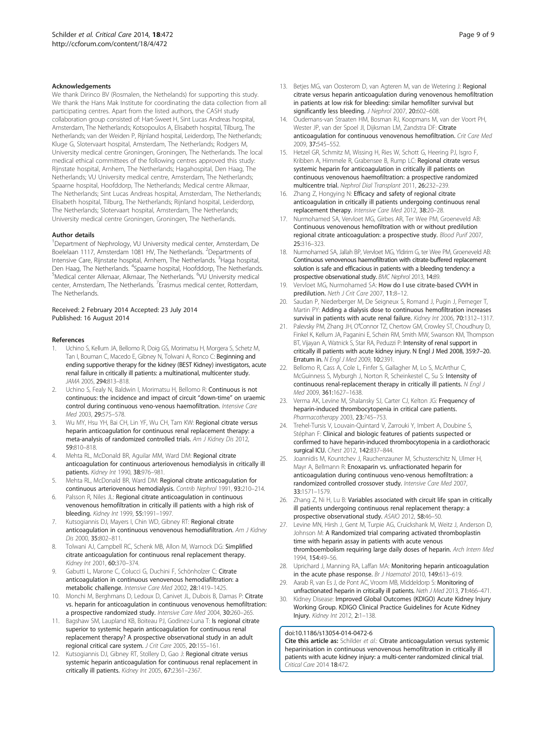## Acknowledgements

We thank Dirinco BV (Rosmalen, the Nethelands) for supporting this study. We thank the Hans Mak Institute for coordinating the data collection from all participating centres. Apart from the listed authors, the CASH study collaboration group consisted of: Hart-Sweet H, Sint Lucas Andreas hospital, Amsterdam, The Netherlands; Kotsopoulos A, Elisabeth hospital, Tilburg, The Netherlands; van der Weiden P, Rijnland hospital, Leiderdorp, The Netherlands; Kluge G, Slotervaart hospital, Amsterdam, The Netherlands; Rodgers M, University medical centre Groningen, Groningen, The Netherlands. The local medical ethical committees of the following centres approved this study: Rijnstate hospital, Arnhem, The Netherlands; Hagahospital, Den Haag, The Netherlands; VU University medical centre, Amsterdam, The Netherlands; Spaarne hospital, Hoofddorp, The Netherlands; Medical centre Alkmaar, The Netherlands; Sint Lucas Andreas hospital, Amsterdam, The Netherlands; Elisabeth hospital, Tilburg, The Netherlands; Rijnland hospital, Leiderdorp, The Netherlands; Slotervaart hospital, Amsterdam, The Netherlands; University medical centre Groningen, Groningen, The Netherlands.

## Author details

[1]Department of Nephrology, VU University medical center, Amsterdam, De Boelelaan 1117, Amsterdam 1081 HV, The Netherlands. [2]Departments of Intensive Care, Rijnstate hospital, Arnhem, The Netherlands. [3]Haga hospital, Den Haag, The Netherlands. [4]Spaarne hospital, Hoofddorp, The Netherlands. [5]Medical center Alkmaar, Alkmaar, The Netherlands. [6]VU University medical center, Amsterdam, The Netherlands. [7]Erasmus medical center, Rotterdam, The Netherlands.

Received: 2 February 2014 Accepted: 23 July 2014
Published: 16 August 2014

## References

1. Uchino S, Kellum JA, Bellomo R, Doig GS, Morimatsu H, Morgera S, Schetz M, Tan I, Bouman C, Macedo E, Gibney N, Tolwani A, Ronco C: **Beginning and ending supportive therapy for the kidney (BEST Kidney) investigators, acute renal failure in critically ill patients: a multinational, multicenter study.** *JAMA* 2005, **294:**813–818.
2. Uchino S, Fealy N, Baldwin I, Morimatsu H, Bellomo R: **Continuous is not continuous: the incidence and impact of circuit "down-time" on uraemic control during continuous veno-venous haemofiltration.** *Intensive Care Med* 2003, **29:**575–578.
3. Wu MY, Hsu YH, Bai CH, Lin YF, Wu CH, Tam KW: **Regional citrate versus heparin anticoagulation for continuous renal replacement therapy: a meta-analysis of randomized controlled trials.** *Am J Kidney Dis* 2012, **59:**810–818.
4. Mehta RL, McDonald BR, Aguilar MM, Ward DM: **Regional citrate anticoagulation for continuous arteriovenous hemodialysis in critically ill patients.** *Kidney Int* 1990, **38:**976–981.
5. Mehta RL, McDonald BR, Ward DM: **Regional citrate anticoagulation for continuous arteriovenous hemodialysis.** *Contrib Nephrol* 1991, **93:**210–214.
6. Palsson R, Niles JL: **Regional citrate anticoagulation in continuous venovenous hemofiltration in critically ill patients with a high risk of bleeding.** *Kidney Int* 1999, **55:**1991–1997.
7. Kutsogiannis DJ, Mayers I, Chin WD, Gibney RT: **Regional citrate anticoagulation in continuous venovenous hemodiafiltration.** *Am J Kidney Dis* 2000, **35:**802–811.
8. Tolwani AJ, Campbell RC, Schenk MB, Allon M, Warnock DG: **Simplified citrate anticoagulation for continuous renal replacement therapy.** *Kidney Int* 2001, **60:**370–374.
9. Gabutti L, Marone C, Colucci G, Duchini F, Schönholzer C: **Citrate anticoagulation in continuous venovenous hemodiafiltration: a metabolic challenge.** *Intensive Care Med* 2002, **28:**1419–1425.
10. Monchi M, Berghmans D, Ledoux D, Canivet JL, Dubois B, Damas P: **Citrate vs. heparin for anticoagulation in continuous venovenous hemofiltration: a prospective randomized study.** *Intensive Care Med* 2004, **30:**260–265.
11. Bagshaw SM, Laupland KB, Boiteau PJ, Godinez-Luna T: **Is regional citrate superior to systemic heparin anticoagulation for continuous renal replacement therapy? A prospective observational study in an adult regional critical care system.** *J Crit Care* 2005, **20:**155–161.
12. Kutsogiannis DJ, Gibney RT, Stollery D, Gao J: **Regional citrate versus systemic heparin anticoagulation for continuous renal replacement in critically ill patients.** *Kidney Int* 2005, **67:**2361–2367.
13. Betjes MG, van Oosterom D, van Agteren M, van de Wetering J: **Regional citrate versus heparin anticoagulation during venovenous hemofiltration in patients at low risk for bleeding: similar hemofilter survival but significantly less bleeding.** *J Nephrol* 2007, **20:**602–608.
14. Oudemans-van Straaten HM, Bosman RJ, Koopmans M, van der Voort PH, Wester JP, van der Spoel JI, Dijksman LM, Zandstra DF: **Citrate anticoagulation for continuous venovenous hemofiltration.** *Crit Care Med* 2009, **37:**545–552.
15. Hetzel GR, Schmitz M, Wissing H, Ries W, Schott G, Heering PJ, Isgro F, Kribben A, Himmele R, Grabensee B, Rump LC: **Regional citrate versus systemic heparin for anticoagulation in critically ill patients on continuous venovenous haemofiltration: a prospective randomized multicentre trial.** *Nephrol Dial Transplant* 2011, **26:**232–239.
16. Zhang Z, Hongying N: **Efficacy and safety of regional citrate anticoagulation in critically ill patients undergoing continuous renal replacement therapy.** *Intensive Care Med* 2012, **38:**20–28.
17. Nurmohamed SA, Vervloet MG, Girbes AR, Ter Wee PM, Groeneveld AB: **Continuous venovenous hemofiltration with or without predilution regional citrate anticoagulation: a prospective study.** *Blood Purif* 2007, **25:**316–323.
18. Nurmohamed SA, Jallah BP, Vervloet MG, Yldirim G, ter Wee PM, Groeneveld AB: **Continuous venovenous haemofiltration with citrate-buffered replacement solution is safe and efficacious in patients with a bleeding tendency: a prospective observational study.** *BMC Nephrol* 2013, **14:**89.
19. Vervloet MG, Nurmohamed SA: **How do I use citrate-based CVVH in predilution.** *Neth J Crit Care* 2007, **11:**8–12.
20. Saudan P, Niederberger M, De Seigneux S, Romand J, Pugin J, Perneger T, Martin PY: **Adding a dialysis dose to continuous hemofiltration increases survival in patients with acute renal failure.** *Kidney Int* 2006, **70:**1312–1317.
21. Palevsky PM, Zhang JH, O'Connor TZ, Chertow GM, Crowley ST, Choudhury D, Finkel K, Kellum JA, Paganini E, Schein RM, Smith MW, Swanson KM, Thompson BT, Vijayan A, Watnick S, Star RA, Peduzzi P: **Intensity of renal support in critically ill patients with acute kidney injury.** N Engl J Med 2008, 359:7–20. **Erratum in.** *N Engl J Med* 2009, **10:**2391.
22. Bellomo R, Cass A, Cole L, Finfer S, Gallagher M, Lo S, McArthur C, McGuinness S, Myburgh J, Norton R, Scheinkestel C, Su S: **Intensity of continuous renal-replacement therapy in critically ill patients.** *N Engl J Med* 2009, **361:**1627–1638.
23. Verma AK, Levine M, Shalansky SJ, Carter CJ, Kelton JG: **Frequency of heparin-induced thrombocytopenia in critical care patients.** *Pharmacotherapy* 2003, **23:**745–753.
24. Trehel-Tursis V, Louvain-Quintard V, Zarrouki Y, Imbert A, Doubine S, Stéphan F: **Clinical and biologic features of patients suspected or confirmed to have heparin-induced thrombocytopenia in a cardiothoracic surgical ICU.** *Chest* 2012, **142:**837–844.
25. Joannidis M, Kountchev J, Rauchenzauner M, Schusterschitz N, Ulmer H, Mayr A, Bellmann R: **Enoxaparin vs. unfractionated heparin for anticoagulation during continuous veno-venous hemofiltration: a randomized controlled crossover study.** *Intensive Care Med* 2007, **33:**1571–1579.
26. Zhang Z, Ni H, Lu B: **Variables associated with circuit life span in critically ill patients undergoing continuous renal replacement therapy: a prospective observational study.** *ASAIO* 2012, **58:**46–50.
27. Levine MN, Hirsh J, Gent M, Turpie AG, Cruickshank M, Weitz J, Anderson D, Johnson M: **A Randomized trial comparing activated thromboplastin time with heparin assay in patients with acute venous thromboembolism requiring large daily doses of heparin.** *Arch Intern Med* 1994, **154:**49–56.
28. Uprichard J, Manning RA, Laffan MA: **Monitoring heparin anticoagulation in the acute phase response.** *Br J Haematol* 2010, **149:**613–619.
29. Aarab R, van Es J, de Pont AC, Vroom MB, Middeldorp S: **Monitoring of unfractionated heparin in critically ill patients.** *Neth J Med* 2013, **71:**466–471.
30. Kidney Disease: **Improved Global Outcomes (KDIGO) Acute Kidney Injury Working Group. KDIGO Clinical Practice Guidelines for Acute Kidney Injury.** *Kidney Int* 2012, **2:**1–138.

doi:10.1186/s13054-014-0472-6
**Cite this article as:** Schilder *et al.*: Citrate anticoagulation versus systemic heparinisation in continuous venovenous hemofiltration in critically ill patients with acute kidney injury: a multi-center randomized clinical trial. *Critical Care* 2014 **18**:472.